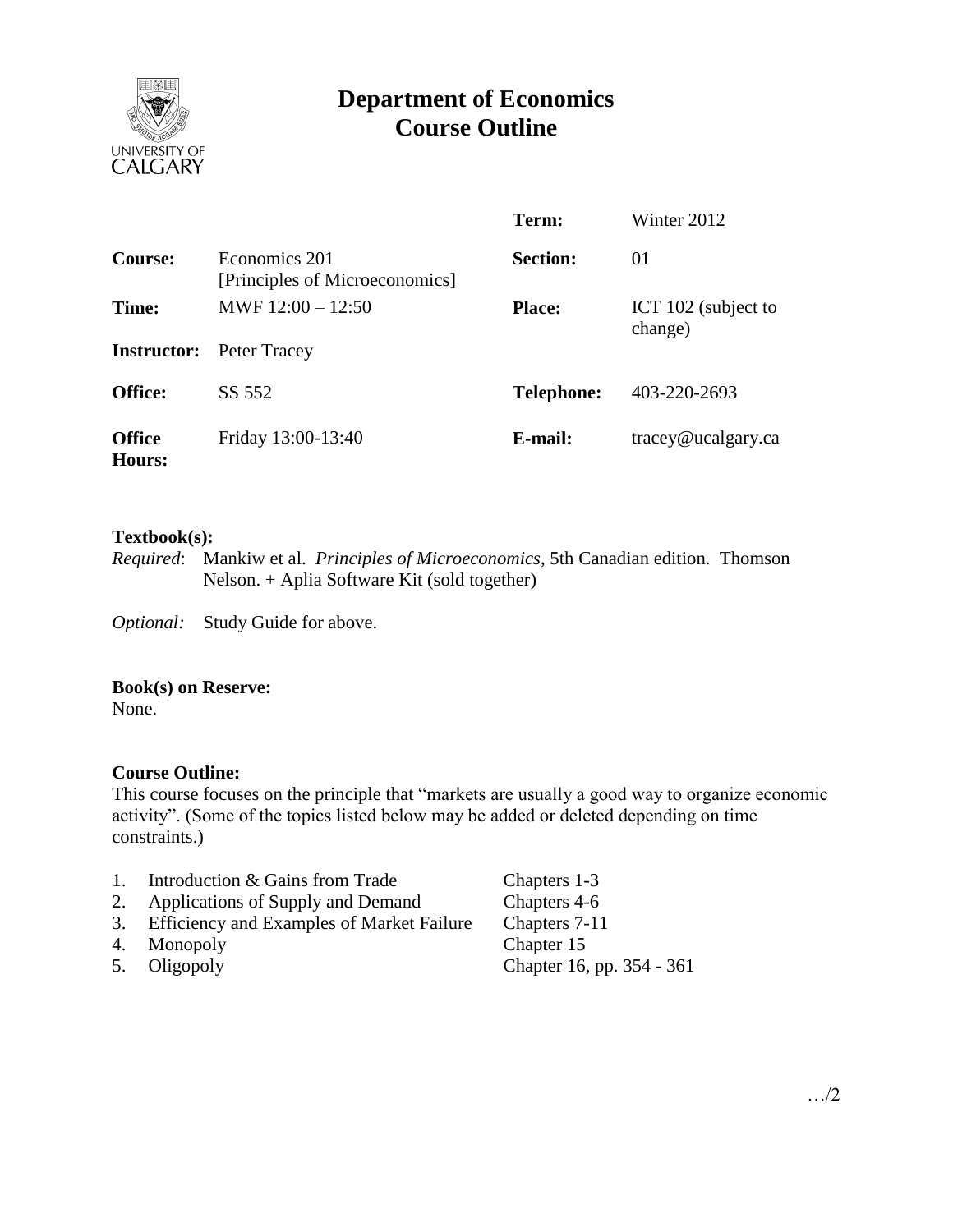# Department of Economics
# Course Outline

| | | | |
|---|---|---|---|
| | | **Term:** | Winter 2012 |
| **Course:** | Economics 201 [Principles of Microeconomics] | **Section:** | 01 |
| **Time:** | MWF 12:00 – 12:50 | **Place:** | ICT 102 (subject to change) |
| **Instructor:** | Peter Tracey | | |
| **Office:** | SS 552 | **Telephone:** | 403-220-2693 |
| **Office Hours:** | Friday 13:00-13:40 | **E-mail:** | tracey@ucalgary.ca |

**Textbook(s):**

*Required*: Mankiw et al. *Principles of Microeconomics*, 5th Canadian edition. Thomson Nelson. + Aplia Software Kit (sold together)

*Optional:* Study Guide for above.

**Book(s) on Reserve:**

None.

**Course Outline:**

This course focuses on the principle that "markets are usually a good way to organize economic activity". (Some of the topics listed below may be added or deleted depending on time constraints.)

| | | |
|---|---|---|
| 1. | Introduction & Gains from Trade | Chapters 1-3 |
| 2. | Applications of Supply and Demand | Chapters 4-6 |
| 3. | Efficiency and Examples of Market Failure | Chapters 7-11 |
| 4. | Monopoly | Chapter 15 |
| 5. | Oligopoly | Chapter 16, pp. 354 - 361 |

…/2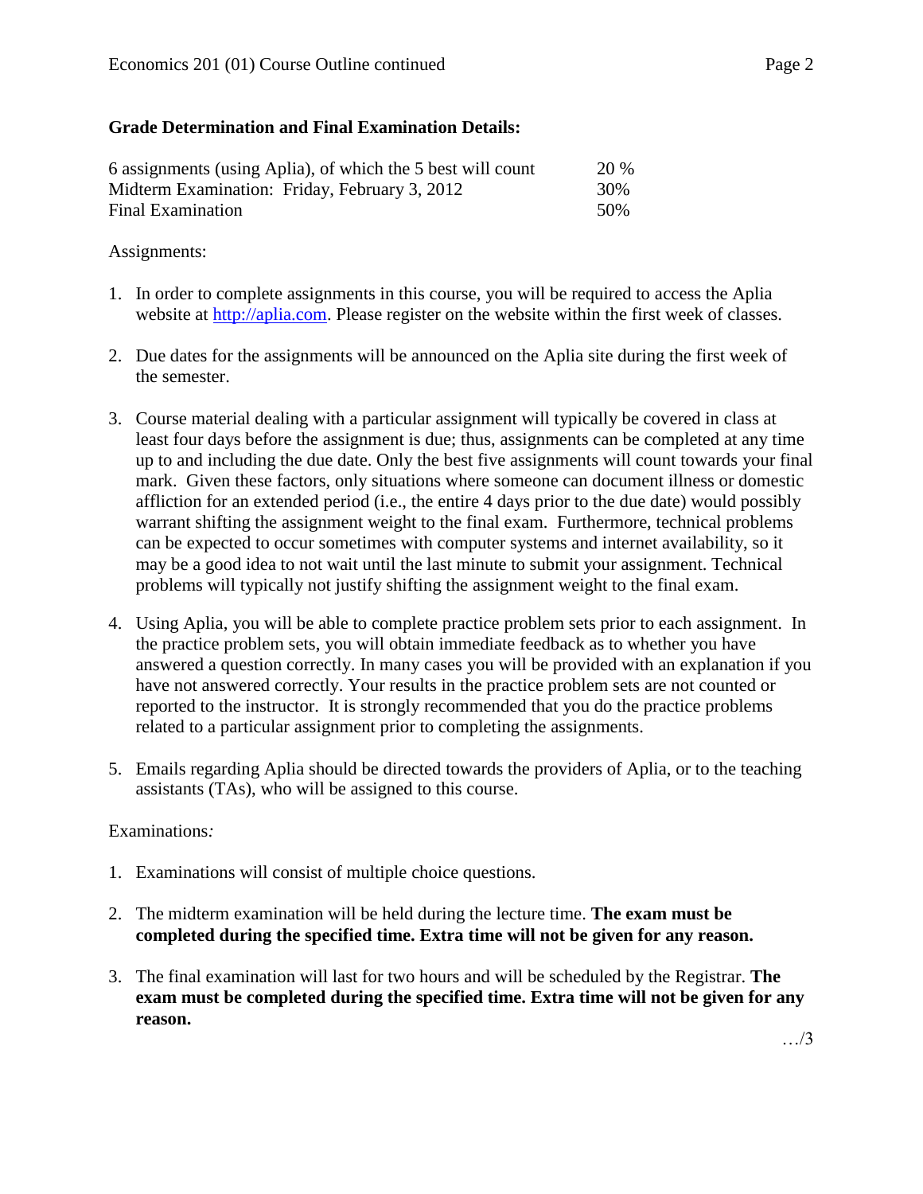**Grade Determination and Final Examination Details:**

| | |
|---|---|
| 6 assignments (using Aplia), of which the 5 best will count | 20 % |
| Midterm Examination: Friday, February 3, 2012 | 30% |
| Final Examination | 50% |

Assignments:

1. In order to complete assignments in this course, you will be required to access the Aplia website at http://aplia.com. Please register on the website within the first week of classes.

2. Due dates for the assignments will be announced on the Aplia site during the first week of the semester.

3. Course material dealing with a particular assignment will typically be covered in class at least four days before the assignment is due; thus, assignments can be completed at any time up to and including the due date. Only the best five assignments will count towards your final mark. Given these factors, only situations where someone can document illness or domestic affliction for an extended period (i.e., the entire 4 days prior to the due date) would possibly warrant shifting the assignment weight to the final exam. Furthermore, technical problems can be expected to occur sometimes with computer systems and internet availability, so it may be a good idea to not wait until the last minute to submit your assignment. Technical problems will typically not justify shifting the assignment weight to the final exam.

4. Using Aplia, you will be able to complete practice problem sets prior to each assignment. In the practice problem sets, you will obtain immediate feedback as to whether you have answered a question correctly. In many cases you will be provided with an explanation if you have not answered correctly. Your results in the practice problem sets are not counted or reported to the instructor. It is strongly recommended that you do the practice problems related to a particular assignment prior to completing the assignments.

5. Emails regarding Aplia should be directed towards the providers of Aplia, or to the teaching assistants (TAs), who will be assigned to this course.

Examinations*:*

1. Examinations will consist of multiple choice questions.

2. The midterm examination will be held during the lecture time. **The exam must be completed during the specified time. Extra time will not be given for any reason.**

3. The final examination will last for two hours and will be scheduled by the Registrar. **The exam must be completed during the specified time. Extra time will not be given for any reason.**

…/3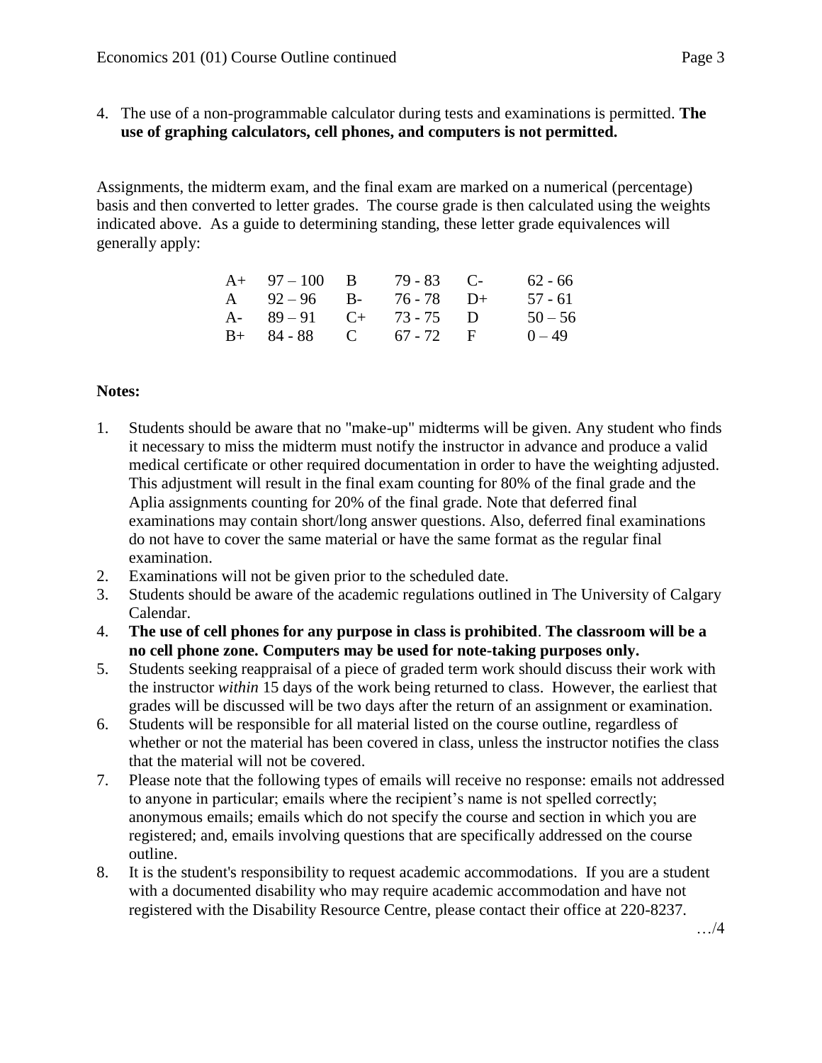4. The use of a non-programmable calculator during tests and examinations is permitted. **The use of graphing calculators, cell phones, and computers is not permitted.**

Assignments, the midterm exam, and the final exam are marked on a numerical (percentage) basis and then converted to letter grades. The course grade is then calculated using the weights indicated above. As a guide to determining standing, these letter grade equivalences will generally apply:

| | | | | | |
|---|---|---|---|---|---|
| A+ | 97 – 100 | B | 79 - 83 | C- | 62 - 66 |
| A | 92 – 96 | B- | 76 - 78 | D+ | 57 - 61 |
| A- | 89 – 91 | C+ | 73 - 75 | D | 50 – 56 |
| B+ | 84 - 88 | C | 67 - 72 | F | 0 – 49 |

**Notes:**

1. Students should be aware that no "make-up" midterms will be given. Any student who finds it necessary to miss the midterm must notify the instructor in advance and produce a valid medical certificate or other required documentation in order to have the weighting adjusted. This adjustment will result in the final exam counting for 80% of the final grade and the Aplia assignments counting for 20% of the final grade. Note that deferred final examinations may contain short/long answer questions. Also, deferred final examinations do not have to cover the same material or have the same format as the regular final examination.
2. Examinations will not be given prior to the scheduled date.
3. Students should be aware of the academic regulations outlined in The University of Calgary Calendar.
4. **The use of cell phones for any purpose in class is prohibited**. **The classroom will be a no cell phone zone. Computers may be used for note-taking purposes only.**
5. Students seeking reappraisal of a piece of graded term work should discuss their work with the instructor *within* 15 days of the work being returned to class. However, the earliest that grades will be discussed will be two days after the return of an assignment or examination.
6. Students will be responsible for all material listed on the course outline, regardless of whether or not the material has been covered in class, unless the instructor notifies the class that the material will not be covered.
7. Please note that the following types of emails will receive no response: emails not addressed to anyone in particular; emails where the recipient's name is not spelled correctly; anonymous emails; emails which do not specify the course and section in which you are registered; and, emails involving questions that are specifically addressed on the course outline.
8. It is the student's responsibility to request academic accommodations. If you are a student with a documented disability who may require academic accommodation and have not registered with the Disability Resource Centre, please contact their office at 220-8237.

…/4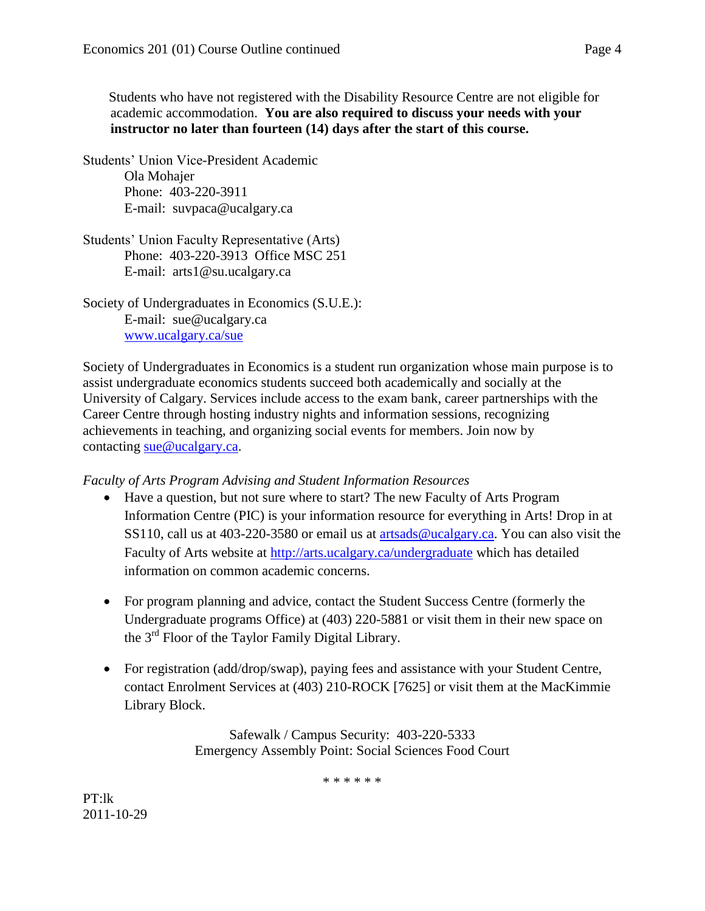Students who have not registered with the Disability Resource Centre are not eligible for academic accommodation. **You are also required to discuss your needs with your instructor no later than fourteen (14) days after the start of this course.**

Students' Union Vice-President Academic
Ola Mohajer
Phone: 403-220-3911
E-mail: suvpaca@ucalgary.ca

Students' Union Faculty Representative (Arts)
Phone: 403-220-3913 Office MSC 251
E-mail: arts1@su.ucalgary.ca

Society of Undergraduates in Economics (S.U.E.):
E-mail: sue@ucalgary.ca
www.ucalgary.ca/sue

Society of Undergraduates in Economics is a student run organization whose main purpose is to assist undergraduate economics students succeed both academically and socially at the University of Calgary. Services include access to the exam bank, career partnerships with the Career Centre through hosting industry nights and information sessions, recognizing achievements in teaching, and organizing social events for members. Join now by contacting sue@ucalgary.ca.

*Faculty of Arts Program Advising and Student Information Resources*

- Have a question, but not sure where to start? The new Faculty of Arts Program Information Centre (PIC) is your information resource for everything in Arts! Drop in at SS110, call us at 403-220-3580 or email us at artsads@ucalgary.ca. You can also visit the Faculty of Arts website at http://arts.ucalgary.ca/undergraduate which has detailed information on common academic concerns.

- For program planning and advice, contact the Student Success Centre (formerly the Undergraduate programs Office) at (403) 220-5881 or visit them in their new space on the 3rd Floor of the Taylor Family Digital Library.

- For registration (add/drop/swap), paying fees and assistance with your Student Centre, contact Enrolment Services at (403) 210-ROCK [7625] or visit them at the MacKimmie Library Block.

Safewalk / Campus Security: 403-220-5333
Emergency Assembly Point: Social Sciences Food Court

* * * * * *

PT:lk
2011-10-29